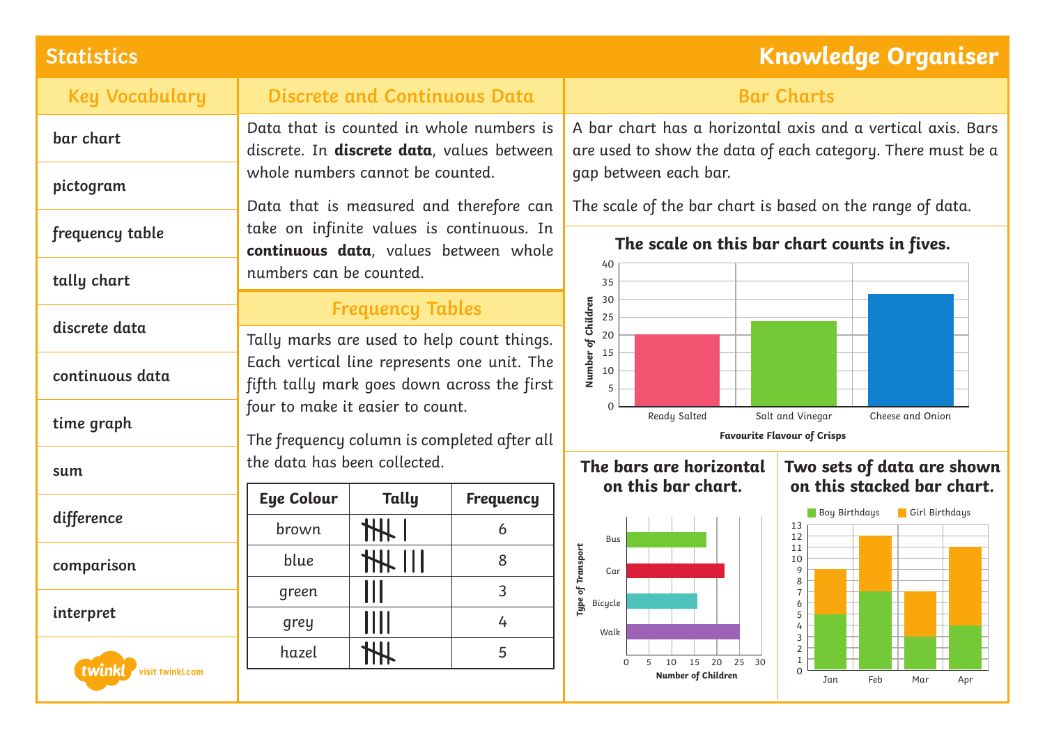# Statistics

## Knowledge Organiser

## Key Vocabulary

- bar chart
- pictogram
- frequency table
- tally chart
- discrete data
- continuous data
- time graph
- sum
- difference
- comparison
- interpret

## Discrete and Continuous Data

Data that is counted in whole numbers is discrete. In **discrete data**, values between whole numbers cannot be counted.

Data that is measured and therefore can take on infinite values is continuous. In **continuous data**, values between whole numbers can be counted.

## Frequency Tables

Tally marks are used to help count things. Each vertical line represents one unit. The fifth tally mark goes down across the first four to make it easier to count.

The frequency column is completed after all the data has been collected.

| Eye Colour | Tally | Frequency |
| --- | --- | --- |
| brown | 𝍸 \| | 6 |
| blue | 𝍸 \|\|\| | 8 |
| green | \|\|\| | 3 |
| grey | \|\|\|\| | 4 |
| hazel | 𝍸 | 5 |

## Bar Charts

A bar chart has a horizontal axis and a vertical axis. Bars are used to show the data of each category. There must be a gap between each bar.

The scale of the bar chart is based on the range of data.

**The scale on this bar chart counts in fives.**

**The bars are horizontal on this bar chart.**

**Two sets of data are shown on this stacked bar chart.**

visit twinkl.com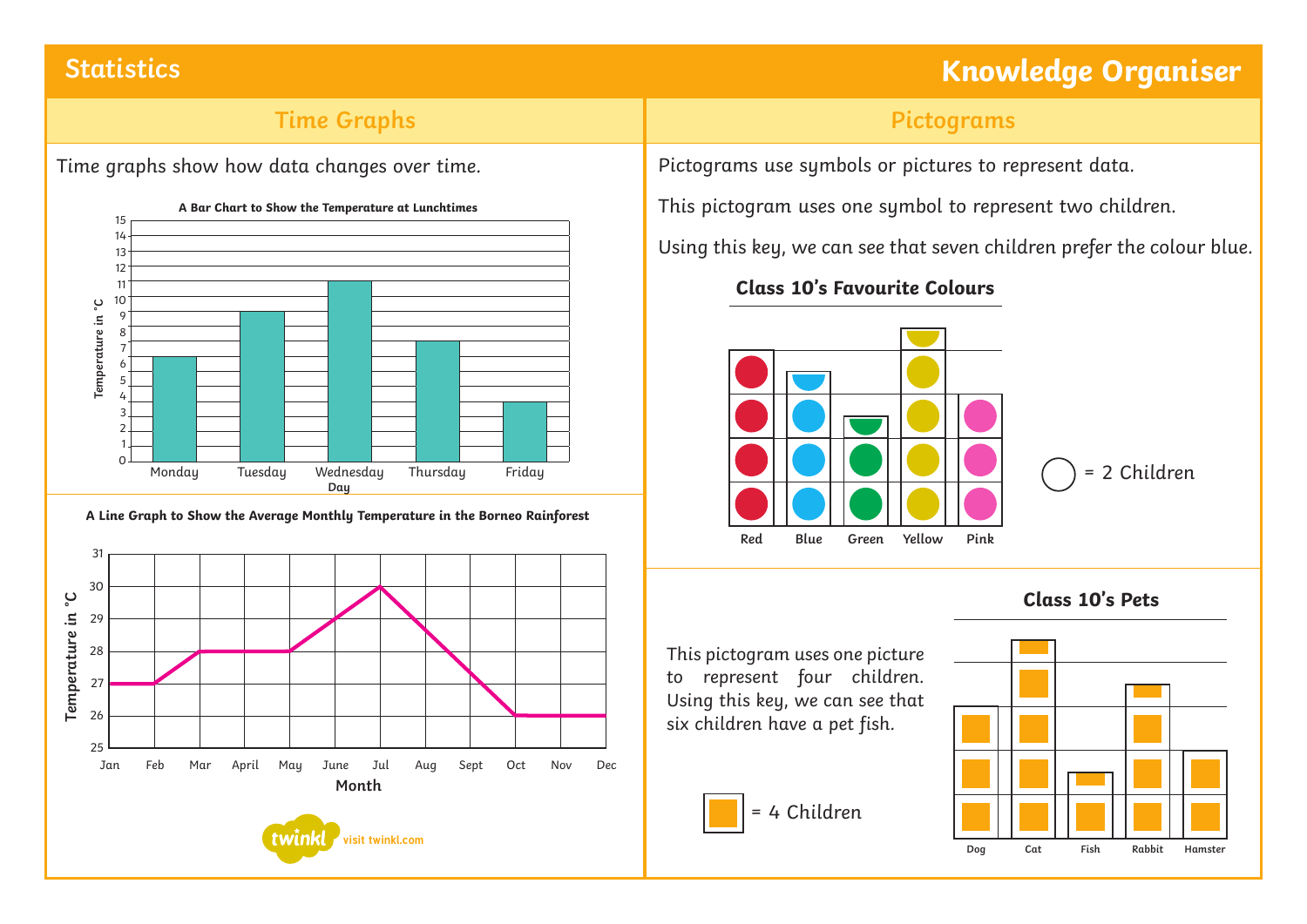# Statistics — Knowledge Organiser

## Time Graphs

Time graphs show how data changes over time.

**A Bar Chart to Show the Temperature at Lunchtimes**

Temperature in °C

15
14
13
12
11
10
9
8
7
6
5
4
3
2
1
0

Monday Tuesday Wednesday Thursday Friday

Day

**A Line Graph to Show the Average Monthly Temperature in the Borneo Rainforest**

Temperature in °C

31
30
29
28
27
26
25

Jan Feb Mar April May June Jul Aug Sept Oct Nov Dec

Month

## Pictograms

Pictograms use symbols or pictures to represent data.

This pictogram uses one symbol to represent two children.

Using this key, we can see that seven children prefer the colour blue.

**Class 10's Favourite Colours**

Red Blue Green Yellow Pink

= 2 Children

This pictogram uses one picture to represent four children. Using this key, we can see that six children have a pet fish.

**Class 10's Pets**

Dog Cat Fish Rabbit Hamster

= 4 Children